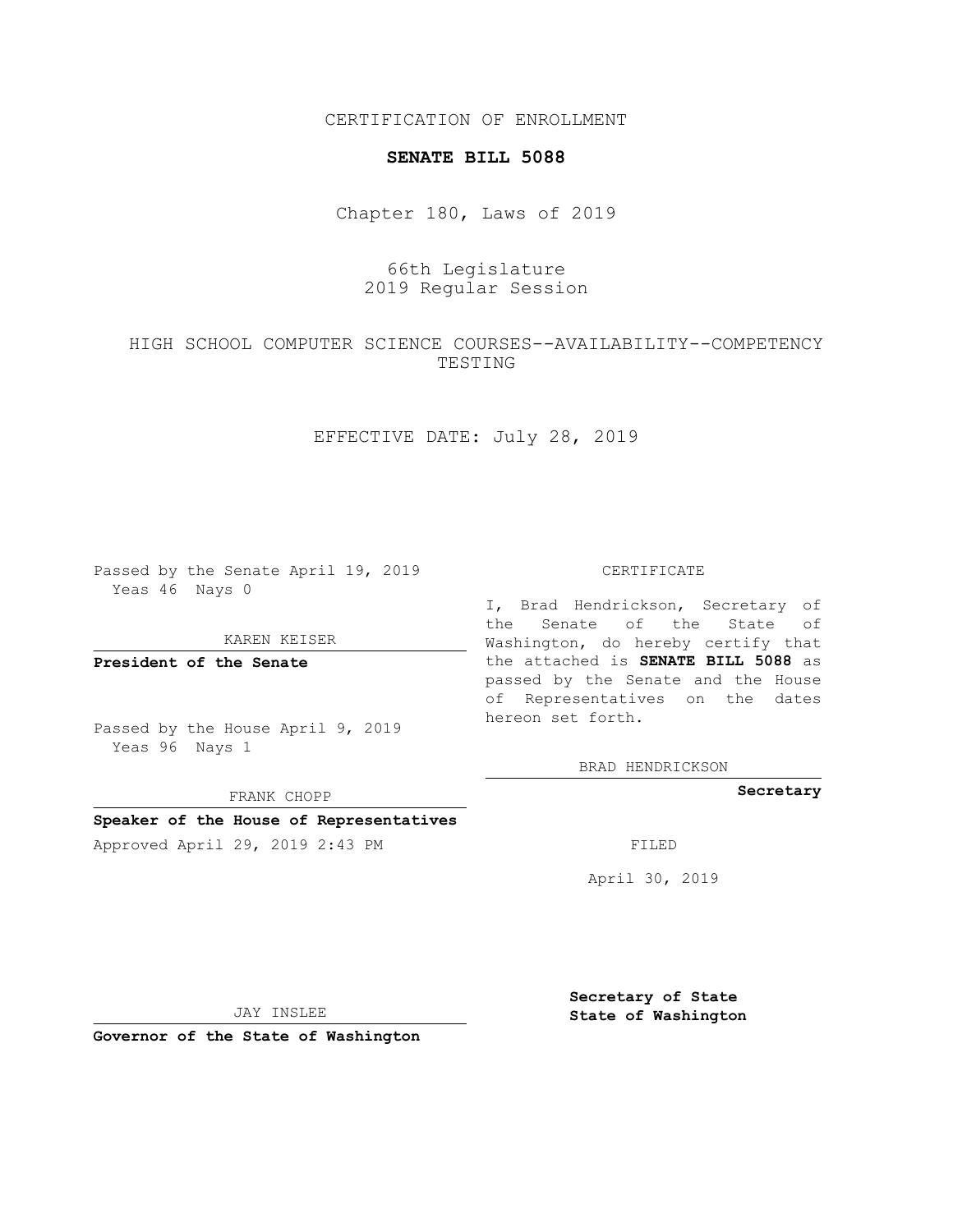CERTIFICATION OF ENROLLMENT

**SENATE BILL 5088**

Chapter 180, Laws of 2019

66th Legislature
2019 Regular Session

HIGH SCHOOL COMPUTER SCIENCE COURSES--AVAILABILITY--COMPETENCY TESTING

EFFECTIVE DATE: July 28, 2019

Passed by the Senate April 19, 2019
Yeas 46 Nays 0

KAREN KEISER

**President of the Senate**

Passed by the House April 9, 2019
Yeas 96 Nays 1

FRANK CHOPP

**Speaker of the House of Representatives**

Approved April 29, 2019 2:43 PM

JAY INSLEE

**Governor of the State of Washington**

CERTIFICATE

I, Brad Hendrickson, Secretary of the Senate of the State of Washington, do hereby certify that the attached is **SENATE BILL 5088** as passed by the Senate and the House of Representatives on the dates hereon set forth.

BRAD HENDRICKSON

**Secretary**

FILED

April 30, 2019

**Secretary of State**
**State of Washington**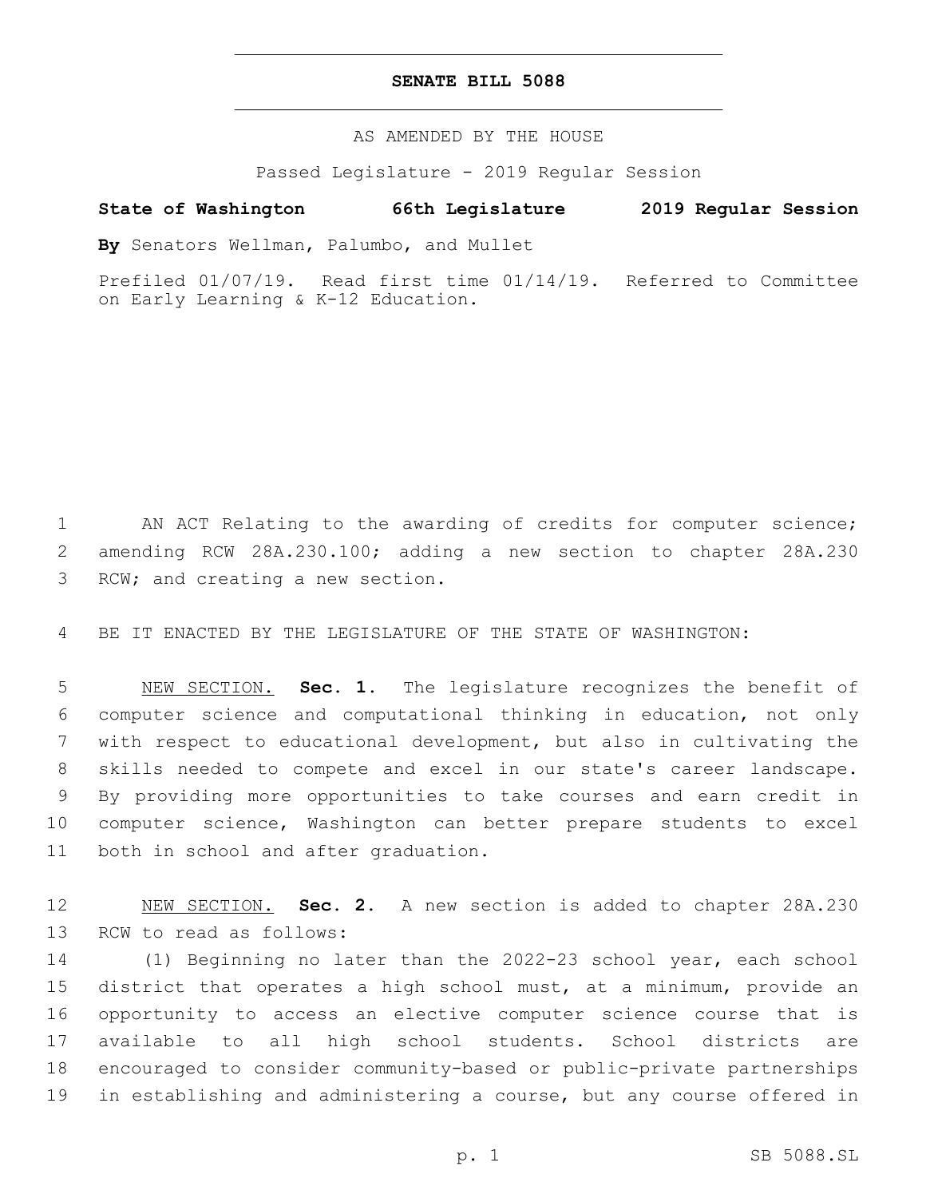# SENATE BILL 5088

AS AMENDED BY THE HOUSE

Passed Legislature - 2019 Regular Session

**State of Washington 66th Legislature 2019 Regular Session**

**By** Senators Wellman, Palumbo, and Mullet

Prefiled 01/07/19. Read first time 01/14/19. Referred to Committee on Early Learning & K-12 Education.

AN ACT Relating to the awarding of credits for computer science; amending RCW 28A.230.100; adding a new section to chapter 28A.230 RCW; and creating a new section.

BE IT ENACTED BY THE LEGISLATURE OF THE STATE OF WASHINGTON:

NEW SECTION. **Sec. 1.** The legislature recognizes the benefit of computer science and computational thinking in education, not only with respect to educational development, but also in cultivating the skills needed to compete and excel in our state's career landscape. By providing more opportunities to take courses and earn credit in computer science, Washington can better prepare students to excel both in school and after graduation.

NEW SECTION. **Sec. 2.** A new section is added to chapter 28A.230 RCW to read as follows:

(1) Beginning no later than the 2022-23 school year, each school district that operates a high school must, at a minimum, provide an opportunity to access an elective computer science course that is available to all high school students. School districts are encouraged to consider community-based or public-private partnerships in establishing and administering a course, but any course offered in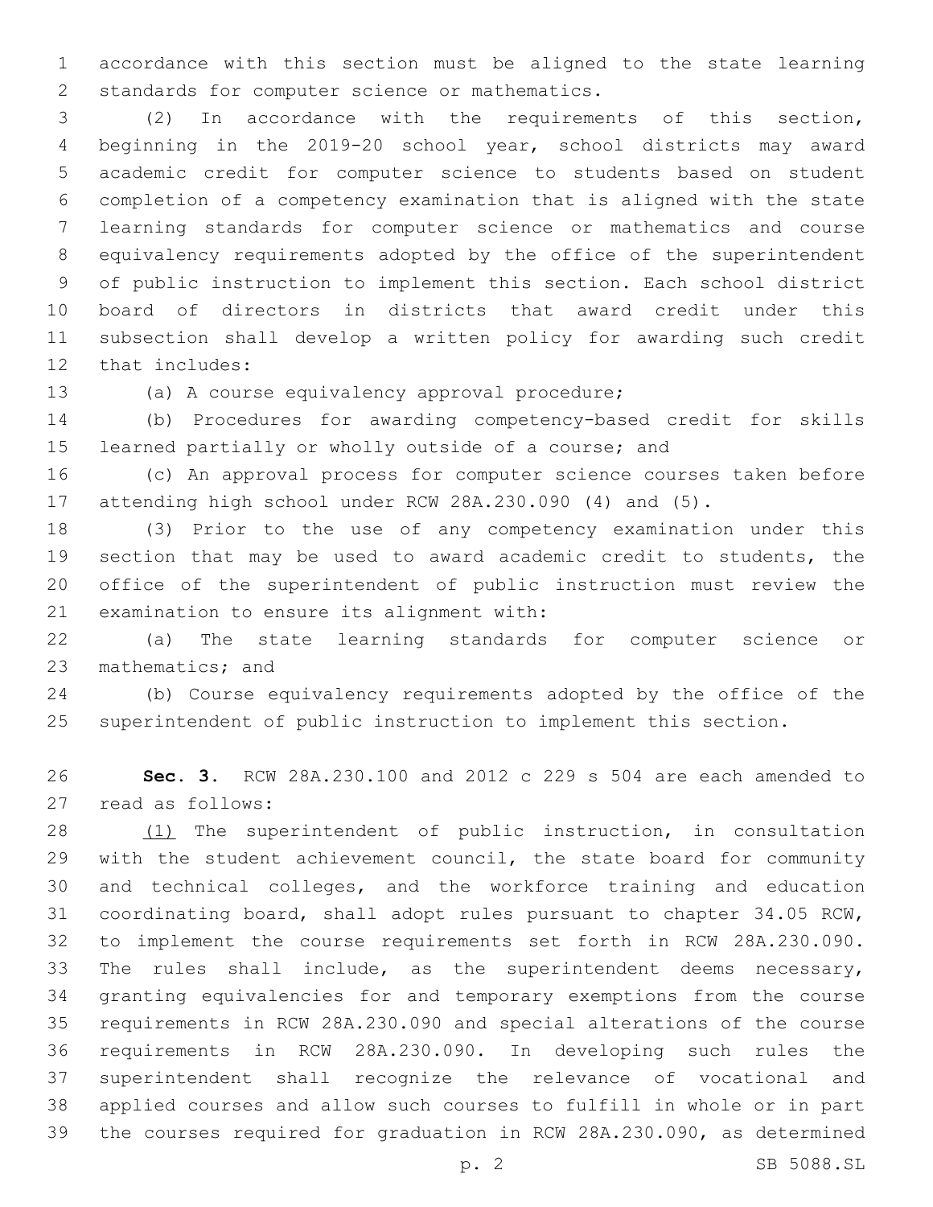accordance with this section must be aligned to the state learning standards for computer science or mathematics.

(2) In accordance with the requirements of this section, beginning in the 2019-20 school year, school districts may award academic credit for computer science to students based on student completion of a competency examination that is aligned with the state learning standards for computer science or mathematics and course equivalency requirements adopted by the office of the superintendent of public instruction to implement this section. Each school district board of directors in districts that award credit under this subsection shall develop a written policy for awarding such credit that includes:

(a) A course equivalency approval procedure;

(b) Procedures for awarding competency-based credit for skills learned partially or wholly outside of a course; and

(c) An approval process for computer science courses taken before attending high school under RCW 28A.230.090 (4) and (5).

(3) Prior to the use of any competency examination under this section that may be used to award academic credit to students, the office of the superintendent of public instruction must review the examination to ensure its alignment with:

(a) The state learning standards for computer science or mathematics; and

(b) Course equivalency requirements adopted by the office of the superintendent of public instruction to implement this section.

**Sec. 3.** RCW 28A.230.100 and 2012 c 229 s 504 are each amended to read as follows:

<u>(1)</u> The superintendent of public instruction, in consultation with the student achievement council, the state board for community and technical colleges, and the workforce training and education coordinating board, shall adopt rules pursuant to chapter 34.05 RCW, to implement the course requirements set forth in RCW 28A.230.090. The rules shall include, as the superintendent deems necessary, granting equivalencies for and temporary exemptions from the course requirements in RCW 28A.230.090 and special alterations of the course requirements in RCW 28A.230.090. In developing such rules the superintendent shall recognize the relevance of vocational and applied courses and allow such courses to fulfill in whole or in part the courses required for graduation in RCW 28A.230.090, as determined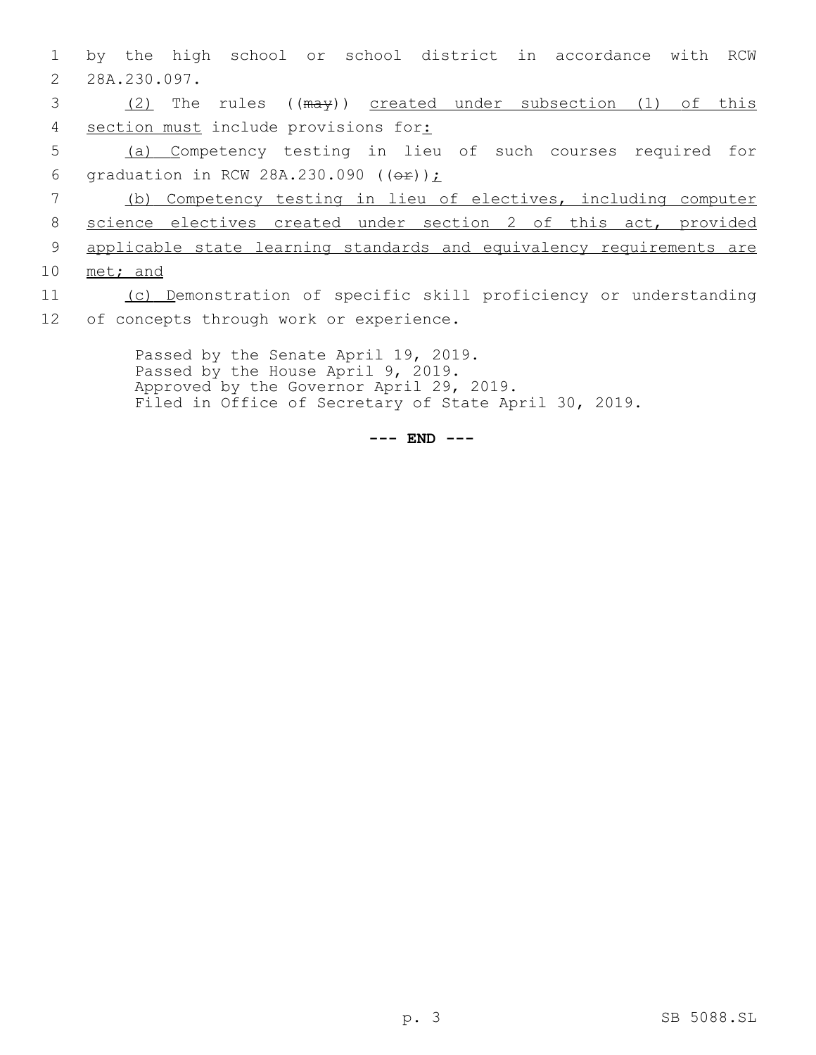by the high school or school district in accordance with RCW 28A.230.097.

(2) The rules ((~~may~~)) created under subsection (1) of this section must include provisions for:

(a) Competency testing in lieu of such courses required for graduation in RCW 28A.230.090 ((~~or~~));

(b) Competency testing in lieu of electives, including computer science electives created under section 2 of this act, provided applicable state learning standards and equivalency requirements are met; and

(c) Demonstration of specific skill proficiency or understanding of concepts through work or experience.

Passed by the Senate April 19, 2019.
Passed by the House April 9, 2019.
Approved by the Governor April 29, 2019.
Filed in Office of Secretary of State April 30, 2019.

**--- END ---**